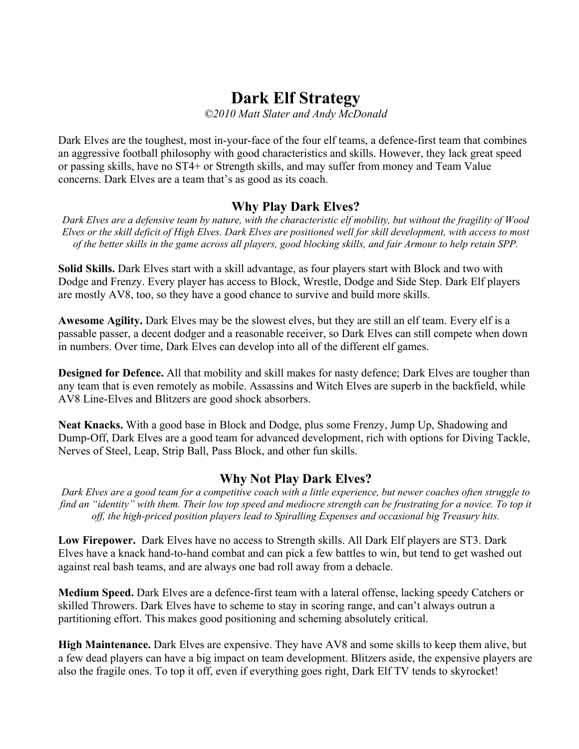# Dark Elf Strategy

*©2010 Matt Slater and Andy McDonald*

Dark Elves are the toughest, most in-your-face of the four elf teams, a defence-first team that combines an aggressive football philosophy with good characteristics and skills. However, they lack great speed or passing skills, have no ST4+ or Strength skills, and may suffer from money and Team Value concerns. Dark Elves are a team that's as good as its coach.

## Why Play Dark Elves?

*Dark Elves are a defensive team by nature, with the characteristic elf mobility, but without the fragility of Wood Elves or the skill deficit of High Elves. Dark Elves are positioned well for skill development, with access to most of the better skills in the game across all players, good blocking skills, and fair Armour to help retain SPP.*

**Solid Skills.** Dark Elves start with a skill advantage, as four players start with Block and two with Dodge and Frenzy. Every player has access to Block, Wrestle, Dodge and Side Step. Dark Elf players are mostly AV8, too, so they have a good chance to survive and build more skills.

**Awesome Agility.** Dark Elves may be the slowest elves, but they are still an elf team. Every elf is a passable passer, a decent dodger and a reasonable receiver, so Dark Elves can still compete when down in numbers. Over time, Dark Elves can develop into all of the different elf games.

**Designed for Defence.** All that mobility and skill makes for nasty defence; Dark Elves are tougher than any team that is even remotely as mobile. Assassins and Witch Elves are superb in the backfield, while AV8 Line-Elves and Blitzers are good shock absorbers.

**Neat Knacks.** With a good base in Block and Dodge, plus some Frenzy, Jump Up, Shadowing and Dump-Off, Dark Elves are a good team for advanced development, rich with options for Diving Tackle, Nerves of Steel, Leap, Strip Ball, Pass Block, and other fun skills.

## Why Not Play Dark Elves?

*Dark Elves are a good team for a competitive coach with a little experience, but newer coaches often struggle to find an "identity" with them. Their low top speed and mediocre strength can be frustrating for a novice. To top it off, the high-priced position players lead to Spiralling Expenses and occasional big Treasury hits.*

**Low Firepower.** Dark Elves have no access to Strength skills. All Dark Elf players are ST3. Dark Elves have a knack hand-to-hand combat and can pick a few battles to win, but tend to get washed out against real bash teams, and are always one bad roll away from a debacle.

**Medium Speed.** Dark Elves are a defence-first team with a lateral offense, lacking speedy Catchers or skilled Throwers. Dark Elves have to scheme to stay in scoring range, and can't always outrun a partitioning effort. This makes good positioning and scheming absolutely critical.

**High Maintenance.** Dark Elves are expensive. They have AV8 and some skills to keep them alive, but a few dead players can have a big impact on team development. Blitzers aside, the expensive players are also the fragile ones. To top it off, even if everything goes right, Dark Elf TV tends to skyrocket!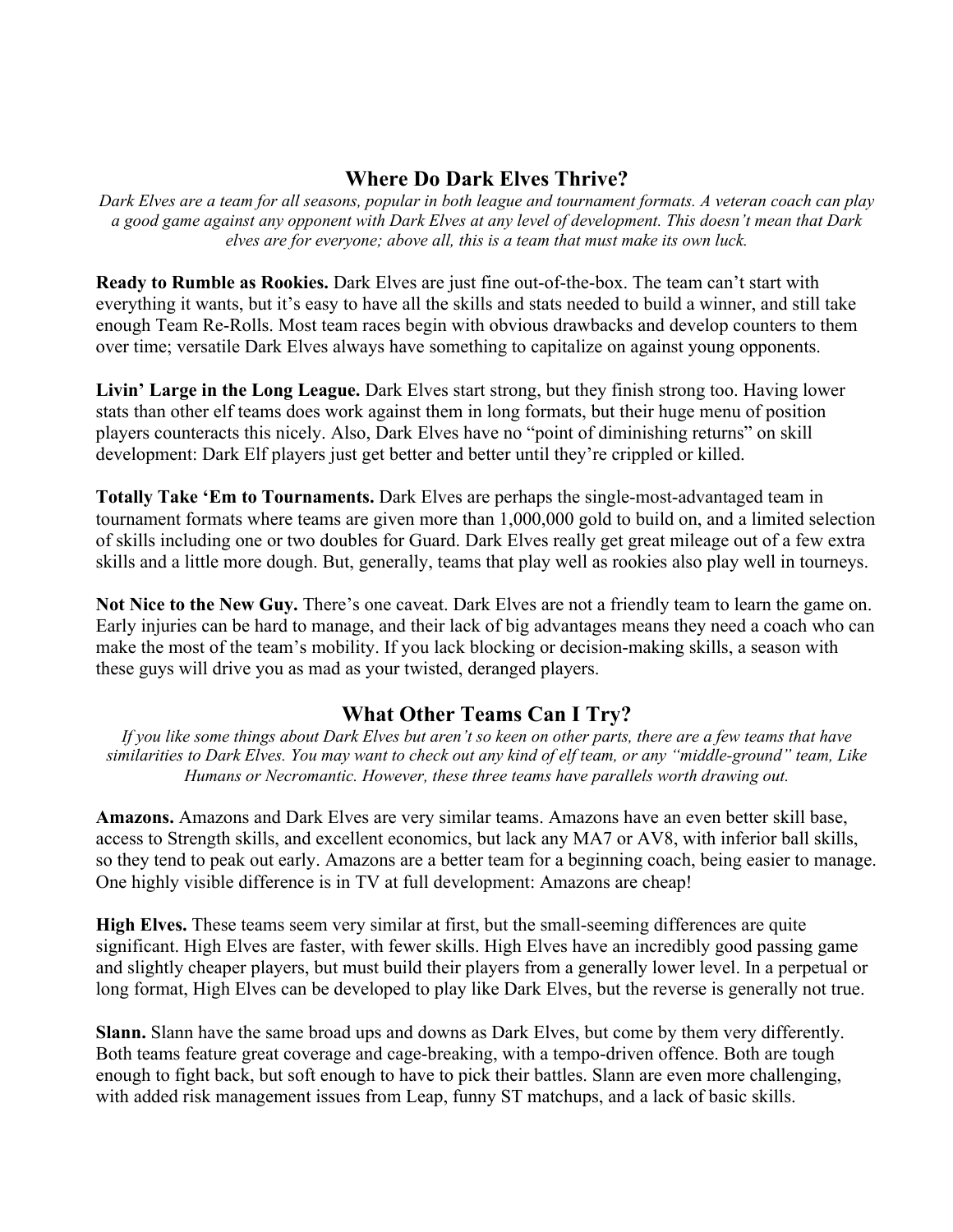## Where Do Dark Elves Thrive?

*Dark Elves are a team for all seasons, popular in both league and tournament formats. A veteran coach can play a good game against any opponent with Dark Elves at any level of development. This doesn't mean that Dark elves are for everyone; above all, this is a team that must make its own luck.*

**Ready to Rumble as Rookies.** Dark Elves are just fine out-of-the-box. The team can't start with everything it wants, but it's easy to have all the skills and stats needed to build a winner, and still take enough Team Re-Rolls. Most team races begin with obvious drawbacks and develop counters to them over time; versatile Dark Elves always have something to capitalize on against young opponents.

**Livin' Large in the Long League.** Dark Elves start strong, but they finish strong too. Having lower stats than other elf teams does work against them in long formats, but their huge menu of position players counteracts this nicely. Also, Dark Elves have no "point of diminishing returns" on skill development: Dark Elf players just get better and better until they're crippled or killed.

**Totally Take 'Em to Tournaments.** Dark Elves are perhaps the single-most-advantaged team in tournament formats where teams are given more than 1,000,000 gold to build on, and a limited selection of skills including one or two doubles for Guard. Dark Elves really get great mileage out of a few extra skills and a little more dough. But, generally, teams that play well as rookies also play well in tourneys.

**Not Nice to the New Guy.** There's one caveat. Dark Elves are not a friendly team to learn the game on. Early injuries can be hard to manage, and their lack of big advantages means they need a coach who can make the most of the team's mobility. If you lack blocking or decision-making skills, a season with these guys will drive you as mad as your twisted, deranged players.

## What Other Teams Can I Try?

*If you like some things about Dark Elves but aren't so keen on other parts, there are a few teams that have similarities to Dark Elves. You may want to check out any kind of elf team, or any "middle-ground" team, Like Humans or Necromantic. However, these three teams have parallels worth drawing out.*

**Amazons.** Amazons and Dark Elves are very similar teams. Amazons have an even better skill base, access to Strength skills, and excellent economics, but lack any MA7 or AV8, with inferior ball skills, so they tend to peak out early. Amazons are a better team for a beginning coach, being easier to manage. One highly visible difference is in TV at full development: Amazons are cheap!

**High Elves.** These teams seem very similar at first, but the small-seeming differences are quite significant. High Elves are faster, with fewer skills. High Elves have an incredibly good passing game and slightly cheaper players, but must build their players from a generally lower level. In a perpetual or long format, High Elves can be developed to play like Dark Elves, but the reverse is generally not true.

**Slann.** Slann have the same broad ups and downs as Dark Elves, but come by them very differently. Both teams feature great coverage and cage-breaking, with a tempo-driven offence. Both are tough enough to fight back, but soft enough to have to pick their battles. Slann are even more challenging, with added risk management issues from Leap, funny ST matchups, and a lack of basic skills.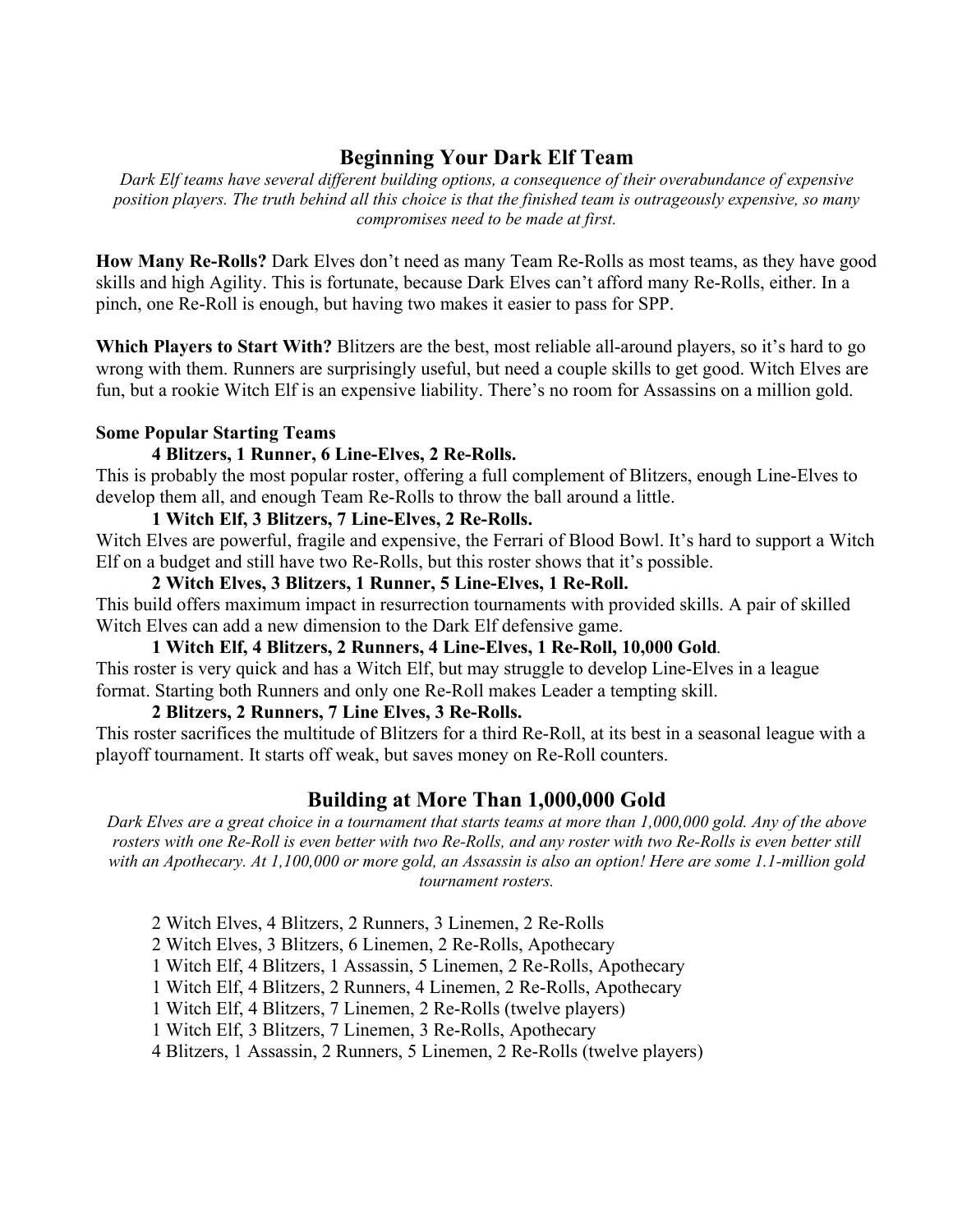## Beginning Your Dark Elf Team

*Dark Elf teams have several different building options, a consequence of their overabundance of expensive position players. The truth behind all this choice is that the finished team is outrageously expensive, so many compromises need to be made at first.*

**How Many Re-Rolls?** Dark Elves don't need as many Team Re-Rolls as most teams, as they have good skills and high Agility. This is fortunate, because Dark Elves can't afford many Re-Rolls, either. In a pinch, one Re-Roll is enough, but having two makes it easier to pass for SPP.

**Which Players to Start With?** Blitzers are the best, most reliable all-around players, so it's hard to go wrong with them. Runners are surprisingly useful, but need a couple skills to get good. Witch Elves are fun, but a rookie Witch Elf is an expensive liability. There's no room for Assassins on a million gold.

**Some Popular Starting Teams**

**4 Blitzers, 1 Runner, 6 Line-Elves, 2 Re-Rolls.**

This is probably the most popular roster, offering a full complement of Blitzers, enough Line-Elves to develop them all, and enough Team Re-Rolls to throw the ball around a little.

**1 Witch Elf, 3 Blitzers, 7 Line-Elves, 2 Re-Rolls.**

Witch Elves are powerful, fragile and expensive, the Ferrari of Blood Bowl. It's hard to support a Witch Elf on a budget and still have two Re-Rolls, but this roster shows that it's possible.

**2 Witch Elves, 3 Blitzers, 1 Runner, 5 Line-Elves, 1 Re-Roll.**

This build offers maximum impact in resurrection tournaments with provided skills. A pair of skilled Witch Elves can add a new dimension to the Dark Elf defensive game.

**1 Witch Elf, 4 Blitzers, 2 Runners, 4 Line-Elves, 1 Re-Roll, 10,000 Gold**.

This roster is very quick and has a Witch Elf, but may struggle to develop Line-Elves in a league format. Starting both Runners and only one Re-Roll makes Leader a tempting skill.

**2 Blitzers, 2 Runners, 7 Line Elves, 3 Re-Rolls.**

This roster sacrifices the multitude of Blitzers for a third Re-Roll, at its best in a seasonal league with a playoff tournament. It starts off weak, but saves money on Re-Roll counters.

## Building at More Than 1,000,000 Gold

*Dark Elves are a great choice in a tournament that starts teams at more than 1,000,000 gold. Any of the above rosters with one Re-Roll is even better with two Re-Rolls, and any roster with two Re-Rolls is even better still with an Apothecary. At 1,100,000 or more gold, an Assassin is also an option! Here are some 1.1-million gold tournament rosters.*

2 Witch Elves, 4 Blitzers, 2 Runners, 3 Linemen, 2 Re-Rolls
2 Witch Elves, 3 Blitzers, 6 Linemen, 2 Re-Rolls, Apothecary
1 Witch Elf, 4 Blitzers, 1 Assassin, 5 Linemen, 2 Re-Rolls, Apothecary
1 Witch Elf, 4 Blitzers, 2 Runners, 4 Linemen, 2 Re-Rolls, Apothecary
1 Witch Elf, 4 Blitzers, 7 Linemen, 2 Re-Rolls (twelve players)
1 Witch Elf, 3 Blitzers, 7 Linemen, 3 Re-Rolls, Apothecary
4 Blitzers, 1 Assassin, 2 Runners, 5 Linemen, 2 Re-Rolls (twelve players)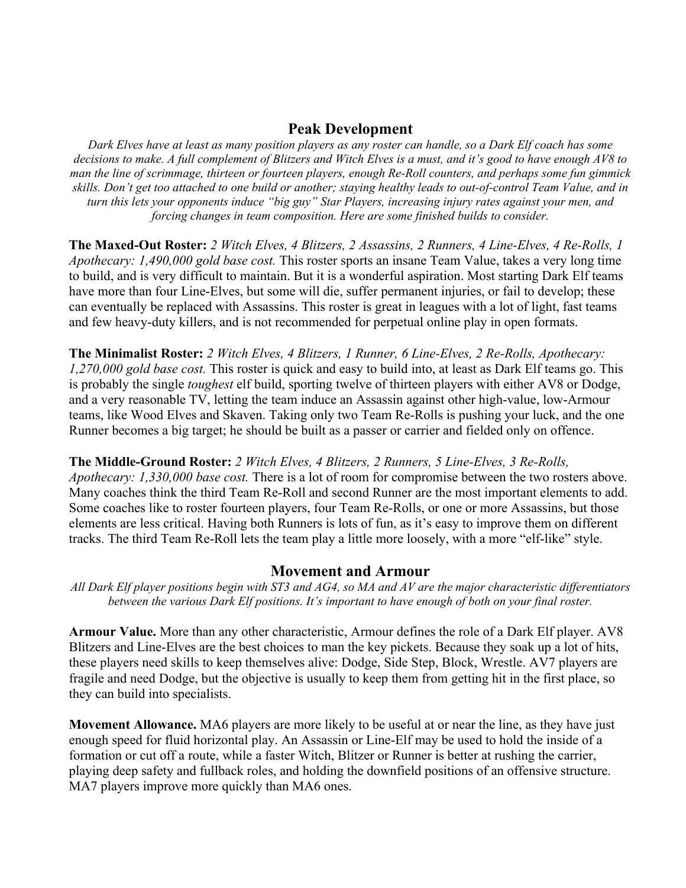## Peak Development

*Dark Elves have at least as many position players as any roster can handle, so a Dark Elf coach has some decisions to make. A full complement of Blitzers and Witch Elves is a must, and it's good to have enough AV8 to man the line of scrimmage, thirteen or fourteen players, enough Re-Roll counters, and perhaps some fun gimmick skills. Don't get too attached to one build or another; staying healthy leads to out-of-control Team Value, and in turn this lets your opponents induce "big guy" Star Players, increasing injury rates against your men, and forcing changes in team composition. Here are some finished builds to consider.*

**The Maxed-Out Roster:** *2 Witch Elves, 4 Blitzers, 2 Assassins, 2 Runners, 4 Line-Elves, 4 Re-Rolls, 1 Apothecary: 1,490,000 gold base cost.* This roster sports an insane Team Value, takes a very long time to build, and is very difficult to maintain. But it is a wonderful aspiration. Most starting Dark Elf teams have more than four Line-Elves, but some will die, suffer permanent injuries, or fail to develop; these can eventually be replaced with Assassins. This roster is great in leagues with a lot of light, fast teams and few heavy-duty killers, and is not recommended for perpetual online play in open formats.

**The Minimalist Roster:** *2 Witch Elves, 4 Blitzers, 1 Runner, 6 Line-Elves, 2 Re-Rolls, Apothecary: 1,270,000 gold base cost.* This roster is quick and easy to build into, at least as Dark Elf teams go. This is probably the single *toughest* elf build, sporting twelve of thirteen players with either AV8 or Dodge, and a very reasonable TV, letting the team induce an Assassin against other high-value, low-Armour teams, like Wood Elves and Skaven. Taking only two Team Re-Rolls is pushing your luck, and the one Runner becomes a big target; he should be built as a passer or carrier and fielded only on offence.

**The Middle-Ground Roster:** *2 Witch Elves, 4 Blitzers, 2 Runners, 5 Line-Elves, 3 Re-Rolls, Apothecary: 1,330,000 base cost.* There is a lot of room for compromise between the two rosters above. Many coaches think the third Team Re-Roll and second Runner are the most important elements to add. Some coaches like to roster fourteen players, four Team Re-Rolls, or one or more Assassins, but those elements are less critical. Having both Runners is lots of fun, as it's easy to improve them on different tracks. The third Team Re-Roll lets the team play a little more loosely, with a more "elf-like" style.

## Movement and Armour

*All Dark Elf player positions begin with ST3 and AG4, so MA and AV are the major characteristic differentiators between the various Dark Elf positions. It's important to have enough of both on your final roster.*

**Armour Value.** More than any other characteristic, Armour defines the role of a Dark Elf player. AV8 Blitzers and Line-Elves are the best choices to man the key pickets. Because they soak up a lot of hits, these players need skills to keep themselves alive: Dodge, Side Step, Block, Wrestle. AV7 players are fragile and need Dodge, but the objective is usually to keep them from getting hit in the first place, so they can build into specialists.

**Movement Allowance.** MA6 players are more likely to be useful at or near the line, as they have just enough speed for fluid horizontal play. An Assassin or Line-Elf may be used to hold the inside of a formation or cut off a route, while a faster Witch, Blitzer or Runner is better at rushing the carrier, playing deep safety and fullback roles, and holding the downfield positions of an offensive structure. MA7 players improve more quickly than MA6 ones.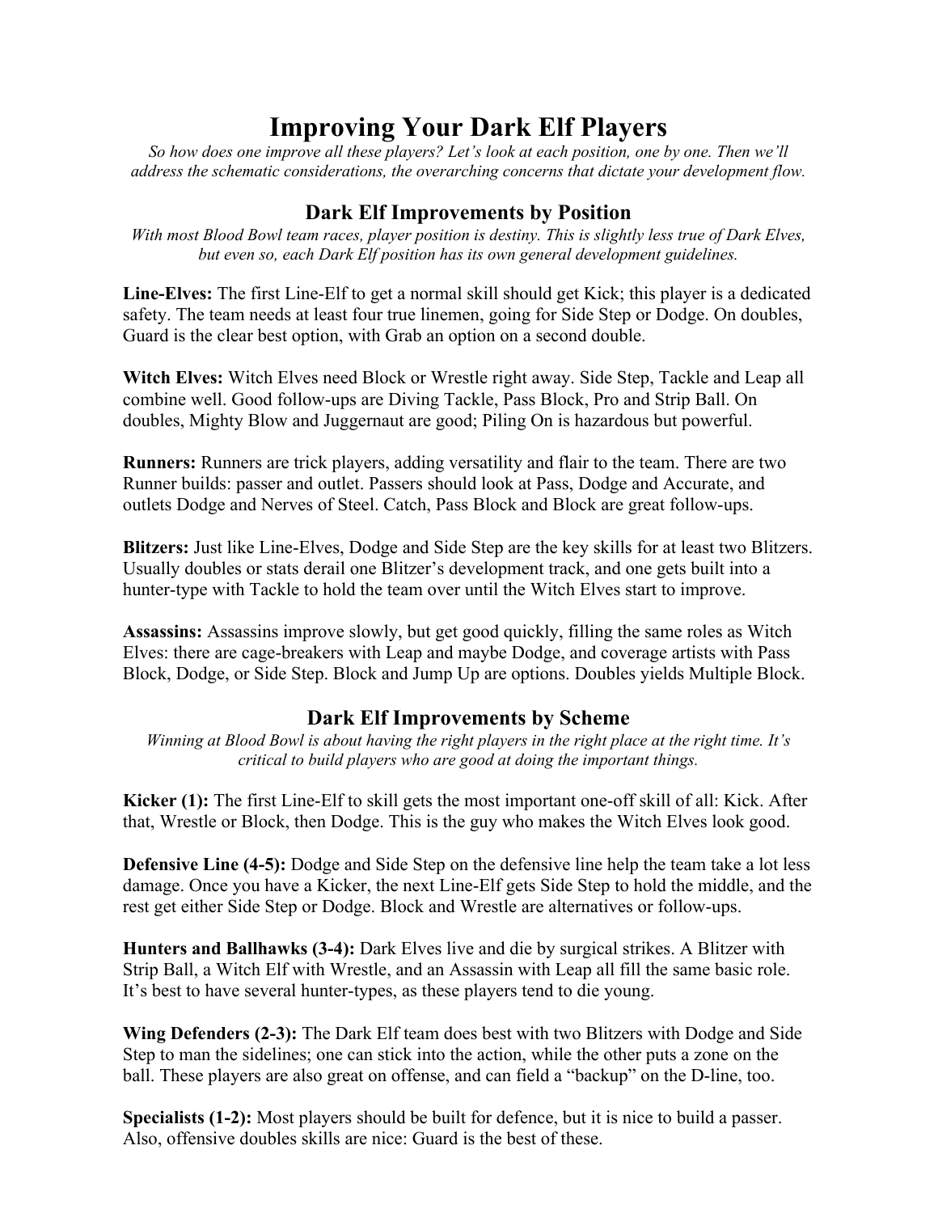# Improving Your Dark Elf Players

*So how does one improve all these players? Let's look at each position, one by one. Then we'll address the schematic considerations, the overarching concerns that dictate your development flow.*

## Dark Elf Improvements by Position

*With most Blood Bowl team races, player position is destiny. This is slightly less true of Dark Elves, but even so, each Dark Elf position has its own general development guidelines.*

**Line-Elves:** The first Line-Elf to get a normal skill should get Kick; this player is a dedicated safety. The team needs at least four true linemen, going for Side Step or Dodge. On doubles, Guard is the clear best option, with Grab an option on a second double.

**Witch Elves:** Witch Elves need Block or Wrestle right away. Side Step, Tackle and Leap all combine well. Good follow-ups are Diving Tackle, Pass Block, Pro and Strip Ball. On doubles, Mighty Blow and Juggernaut are good; Piling On is hazardous but powerful.

**Runners:** Runners are trick players, adding versatility and flair to the team. There are two Runner builds: passer and outlet. Passers should look at Pass, Dodge and Accurate, and outlets Dodge and Nerves of Steel. Catch, Pass Block and Block are great follow-ups.

**Blitzers:** Just like Line-Elves, Dodge and Side Step are the key skills for at least two Blitzers. Usually doubles or stats derail one Blitzer's development track, and one gets built into a hunter-type with Tackle to hold the team over until the Witch Elves start to improve.

**Assassins:** Assassins improve slowly, but get good quickly, filling the same roles as Witch Elves: there are cage-breakers with Leap and maybe Dodge, and coverage artists with Pass Block, Dodge, or Side Step. Block and Jump Up are options. Doubles yields Multiple Block.

## Dark Elf Improvements by Scheme

*Winning at Blood Bowl is about having the right players in the right place at the right time. It's critical to build players who are good at doing the important things.*

**Kicker (1):** The first Line-Elf to skill gets the most important one-off skill of all: Kick. After that, Wrestle or Block, then Dodge. This is the guy who makes the Witch Elves look good.

**Defensive Line (4-5):** Dodge and Side Step on the defensive line help the team take a lot less damage. Once you have a Kicker, the next Line-Elf gets Side Step to hold the middle, and the rest get either Side Step or Dodge. Block and Wrestle are alternatives or follow-ups.

**Hunters and Ballhawks (3-4):** Dark Elves live and die by surgical strikes. A Blitzer with Strip Ball, a Witch Elf with Wrestle, and an Assassin with Leap all fill the same basic role. It's best to have several hunter-types, as these players tend to die young.

**Wing Defenders (2-3):** The Dark Elf team does best with two Blitzers with Dodge and Side Step to man the sidelines; one can stick into the action, while the other puts a zone on the ball. These players are also great on offense, and can field a "backup" on the D-line, too.

**Specialists (1-2):** Most players should be built for defence, but it is nice to build a passer. Also, offensive doubles skills are nice: Guard is the best of these.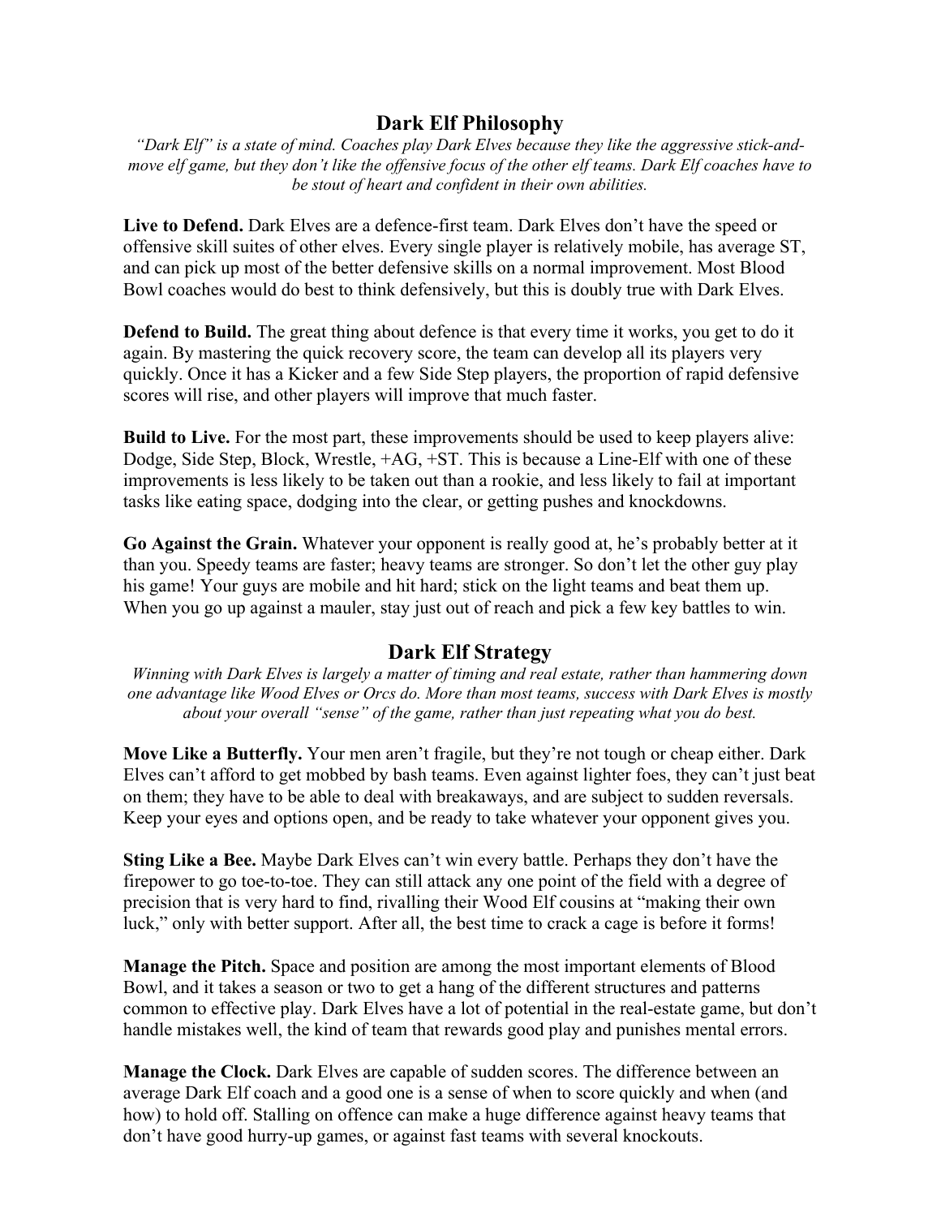## Dark Elf Philosophy

*"Dark Elf" is a state of mind. Coaches play Dark Elves because they like the aggressive stick-and-move elf game, but they don't like the offensive focus of the other elf teams. Dark Elf coaches have to be stout of heart and confident in their own abilities.*

**Live to Defend.** Dark Elves are a defence-first team. Dark Elves don't have the speed or offensive skill suites of other elves. Every single player is relatively mobile, has average ST, and can pick up most of the better defensive skills on a normal improvement. Most Blood Bowl coaches would do best to think defensively, but this is doubly true with Dark Elves.

**Defend to Build.** The great thing about defence is that every time it works, you get to do it again. By mastering the quick recovery score, the team can develop all its players very quickly. Once it has a Kicker and a few Side Step players, the proportion of rapid defensive scores will rise, and other players will improve that much faster.

**Build to Live.** For the most part, these improvements should be used to keep players alive: Dodge, Side Step, Block, Wrestle, +AG, +ST. This is because a Line-Elf with one of these improvements is less likely to be taken out than a rookie, and less likely to fail at important tasks like eating space, dodging into the clear, or getting pushes and knockdowns.

**Go Against the Grain.** Whatever your opponent is really good at, he's probably better at it than you. Speedy teams are faster; heavy teams are stronger. So don't let the other guy play his game! Your guys are mobile and hit hard; stick on the light teams and beat them up. When you go up against a mauler, stay just out of reach and pick a few key battles to win.

## Dark Elf Strategy

*Winning with Dark Elves is largely a matter of timing and real estate, rather than hammering down one advantage like Wood Elves or Orcs do. More than most teams, success with Dark Elves is mostly about your overall "sense" of the game, rather than just repeating what you do best.*

**Move Like a Butterfly.** Your men aren't fragile, but they're not tough or cheap either. Dark Elves can't afford to get mobbed by bash teams. Even against lighter foes, they can't just beat on them; they have to be able to deal with breakaways, and are subject to sudden reversals. Keep your eyes and options open, and be ready to take whatever your opponent gives you.

**Sting Like a Bee.** Maybe Dark Elves can't win every battle. Perhaps they don't have the firepower to go toe-to-toe. They can still attack any one point of the field with a degree of precision that is very hard to find, rivalling their Wood Elf cousins at "making their own luck," only with better support. After all, the best time to crack a cage is before it forms!

**Manage the Pitch.** Space and position are among the most important elements of Blood Bowl, and it takes a season or two to get a hang of the different structures and patterns common to effective play. Dark Elves have a lot of potential in the real-estate game, but don't handle mistakes well, the kind of team that rewards good play and punishes mental errors.

**Manage the Clock.** Dark Elves are capable of sudden scores. The difference between an average Dark Elf coach and a good one is a sense of when to score quickly and when (and how) to hold off. Stalling on offence can make a huge difference against heavy teams that don't have good hurry-up games, or against fast teams with several knockouts.